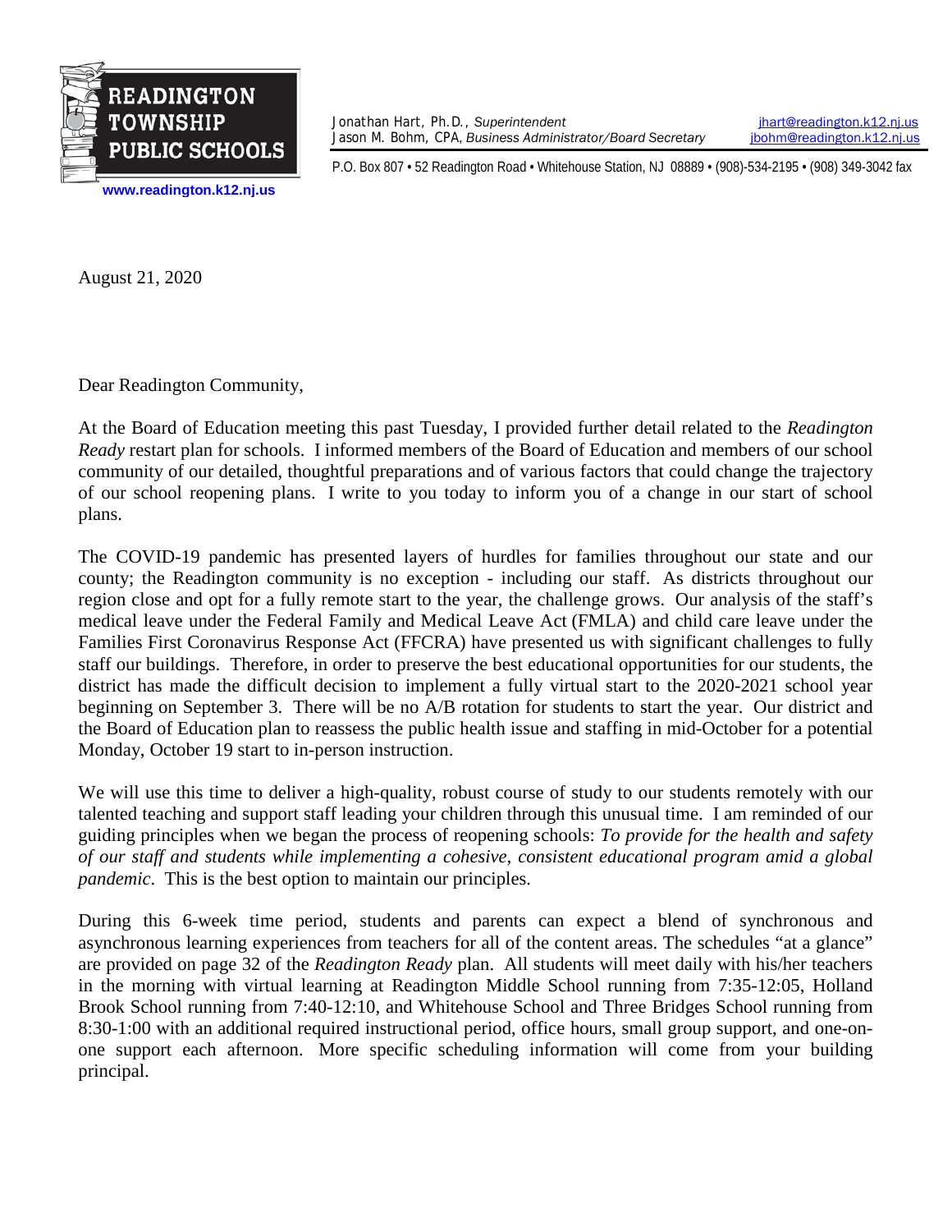**READINGTON TOWNSHIP PUBLIC SCHOOLS**

www.readington.k12.nj.us

Jonathan Hart, Ph.D., *Superintendent* — jhart@readington.k12.nj.us
Jason M. Bohm, CPA, *Business Administrator/Board Secretary* — jbohm@readington.k12.nj.us

P.O. Box 807 • 52 Readington Road • Whitehouse Station, NJ 08889 • (908)-534-2195 • (908) 349-3042 fax

August 21, 2020

Dear Readington Community,

At the Board of Education meeting this past Tuesday, I provided further detail related to the *Readington Ready* restart plan for schools. I informed members of the Board of Education and members of our school community of our detailed, thoughtful preparations and of various factors that could change the trajectory of our school reopening plans. I write to you today to inform you of a change in our start of school plans.

The COVID-19 pandemic has presented layers of hurdles for families throughout our state and our county; the Readington community is no exception - including our staff. As districts throughout our region close and opt for a fully remote start to the year, the challenge grows. Our analysis of the staff's medical leave under the Federal Family and Medical Leave Act (FMLA) and child care leave under the Families First Coronavirus Response Act (FFCRA) have presented us with significant challenges to fully staff our buildings. Therefore, in order to preserve the best educational opportunities for our students, the district has made the difficult decision to implement a fully virtual start to the 2020-2021 school year beginning on September 3. There will be no A/B rotation for students to start the year. Our district and the Board of Education plan to reassess the public health issue and staffing in mid-October for a potential Monday, October 19 start to in-person instruction.

We will use this time to deliver a high-quality, robust course of study to our students remotely with our talented teaching and support staff leading your children through this unusual time. I am reminded of our guiding principles when we began the process of reopening schools: *To provide for the health and safety of our staff and students while implementing a cohesive, consistent educational program amid a global pandemic*. This is the best option to maintain our principles.

During this 6-week time period, students and parents can expect a blend of synchronous and asynchronous learning experiences from teachers for all of the content areas. The schedules "at a glance" are provided on page 32 of the *Readington Ready* plan. All students will meet daily with his/her teachers in the morning with virtual learning at Readington Middle School running from 7:35-12:05, Holland Brook School running from 7:40-12:10, and Whitehouse School and Three Bridges School running from 8:30-1:00 with an additional required instructional period, office hours, small group support, and one-on-one support each afternoon. More specific scheduling information will come from your building principal.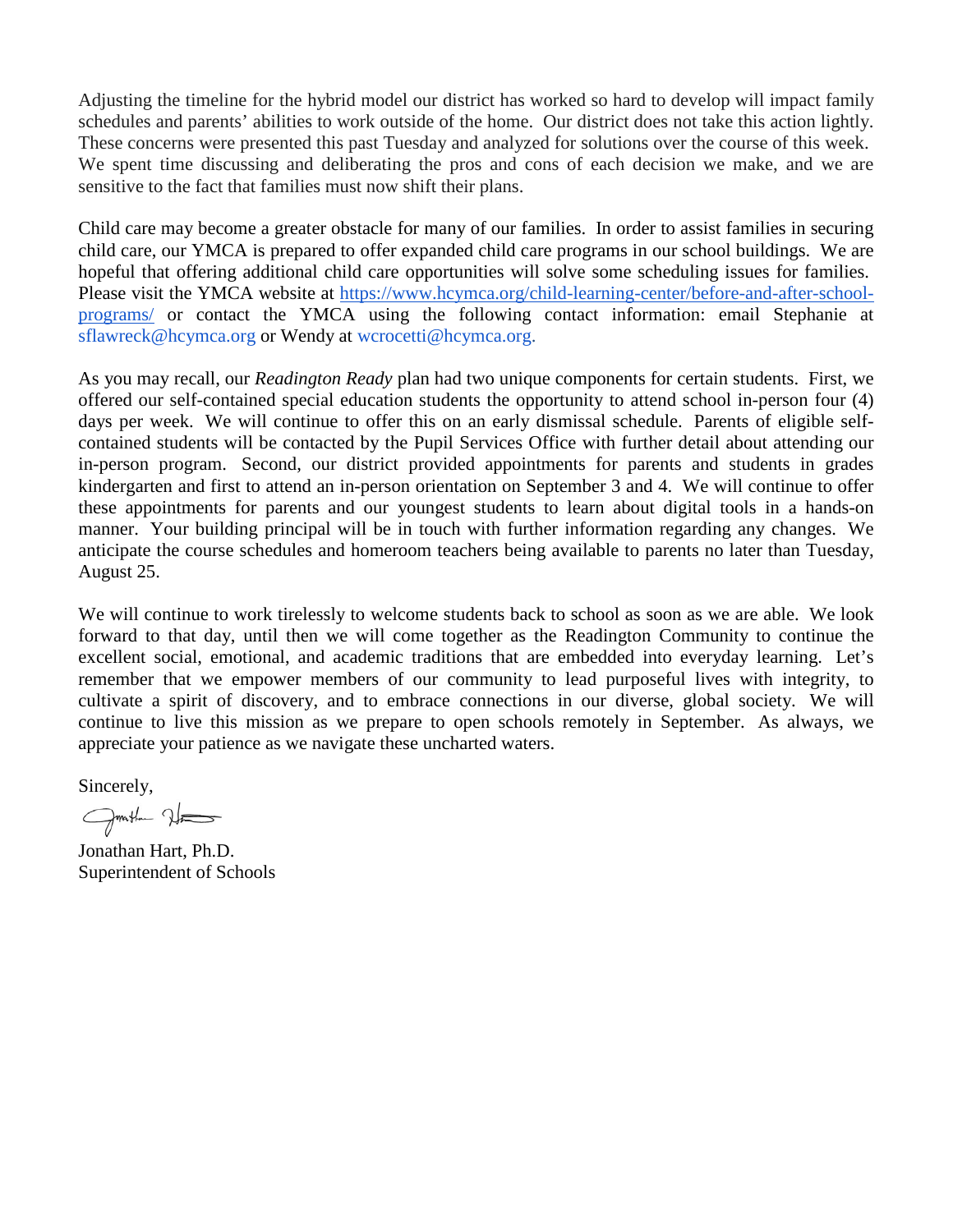Adjusting the timeline for the hybrid model our district has worked so hard to develop will impact family schedules and parents' abilities to work outside of the home. Our district does not take this action lightly. These concerns were presented this past Tuesday and analyzed for solutions over the course of this week. We spent time discussing and deliberating the pros and cons of each decision we make, and we are sensitive to the fact that families must now shift their plans.

Child care may become a greater obstacle for many of our families. In order to assist families in securing child care, our YMCA is prepared to offer expanded child care programs in our school buildings. We are hopeful that offering additional child care opportunities will solve some scheduling issues for families. Please visit the YMCA website at https://www.hcymca.org/child-learning-center/before-and-after-school-programs/ or contact the YMCA using the following contact information: email Stephanie at sflawreck@hcymca.org or Wendy at wcrocetti@hcymca.org.

As you may recall, our *Readington Ready* plan had two unique components for certain students. First, we offered our self-contained special education students the opportunity to attend school in-person four (4) days per week. We will continue to offer this on an early dismissal schedule. Parents of eligible self-contained students will be contacted by the Pupil Services Office with further detail about attending our in-person program. Second, our district provided appointments for parents and students in grades kindergarten and first to attend an in-person orientation on September 3 and 4. We will continue to offer these appointments for parents and our youngest students to learn about digital tools in a hands-on manner. Your building principal will be in touch with further information regarding any changes. We anticipate the course schedules and homeroom teachers being available to parents no later than Tuesday, August 25.

We will continue to work tirelessly to welcome students back to school as soon as we are able. We look forward to that day, until then we will come together as the Readington Community to continue the excellent social, emotional, and academic traditions that are embedded into everyday learning. Let's remember that we empower members of our community to lead purposeful lives with integrity, to cultivate a spirit of discovery, and to embrace connections in our diverse, global society. We will continue to live this mission as we prepare to open schools remotely in September. As always, we appreciate your patience as we navigate these uncharted waters.

Sincerely,

Jonathan Hart, Ph.D.
Superintendent of Schools